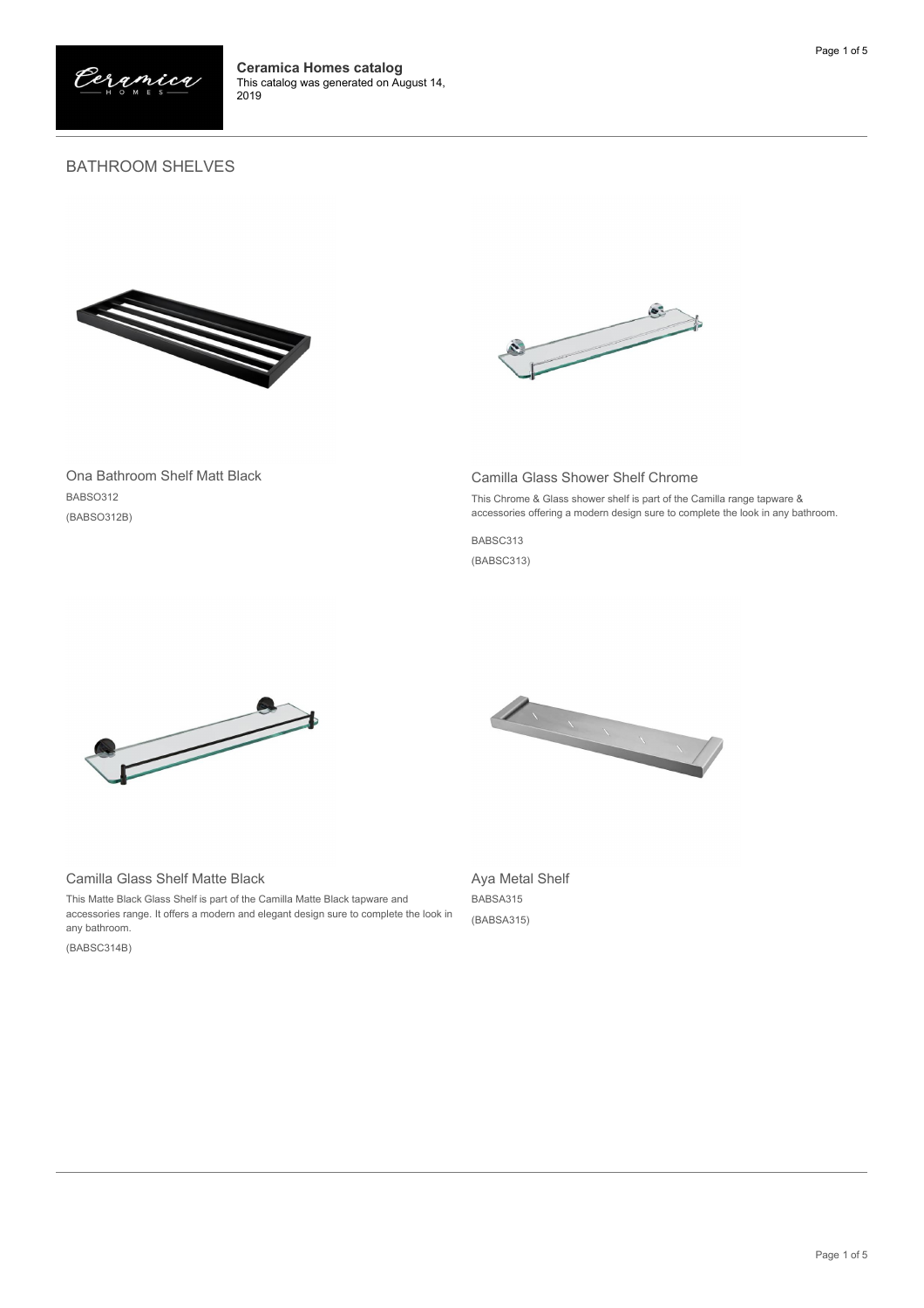**Ceramica Homes catalog**
This catalog was generated on August 14, 2019

## BATHROOM SHELVES

### Ona Bathroom Shelf Matt Black

BABSO312

(BABSO312B)

### Camilla Glass Shower Shelf Chrome

This Chrome & Glass shower shelf is part of the Camilla range tapware & accessories offering a modern design sure to complete the look in any bathroom.

BABSC313

(BABSC313)

### Camilla Glass Shelf Matte Black

This Matte Black Glass Shelf is part of the Camilla Matte Black tapware and accessories range. It offers a modern and elegant design sure to complete the look in any bathroom.

(BABSC314B)

### Aya Metal Shelf

BABSA315

(BABSA315)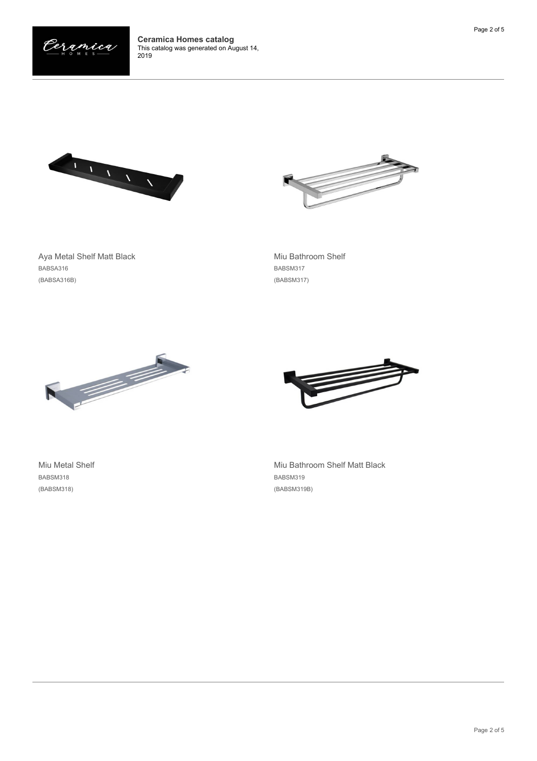Aya Metal Shelf Matt Black
BABSA316
(BABSA316B)

Miu Bathroom Shelf
BABSM317
(BABSM317)

Miu Metal Shelf
BABSM318
(BABSM318)

Miu Bathroom Shelf Matt Black
BABSM319
(BABSM319B)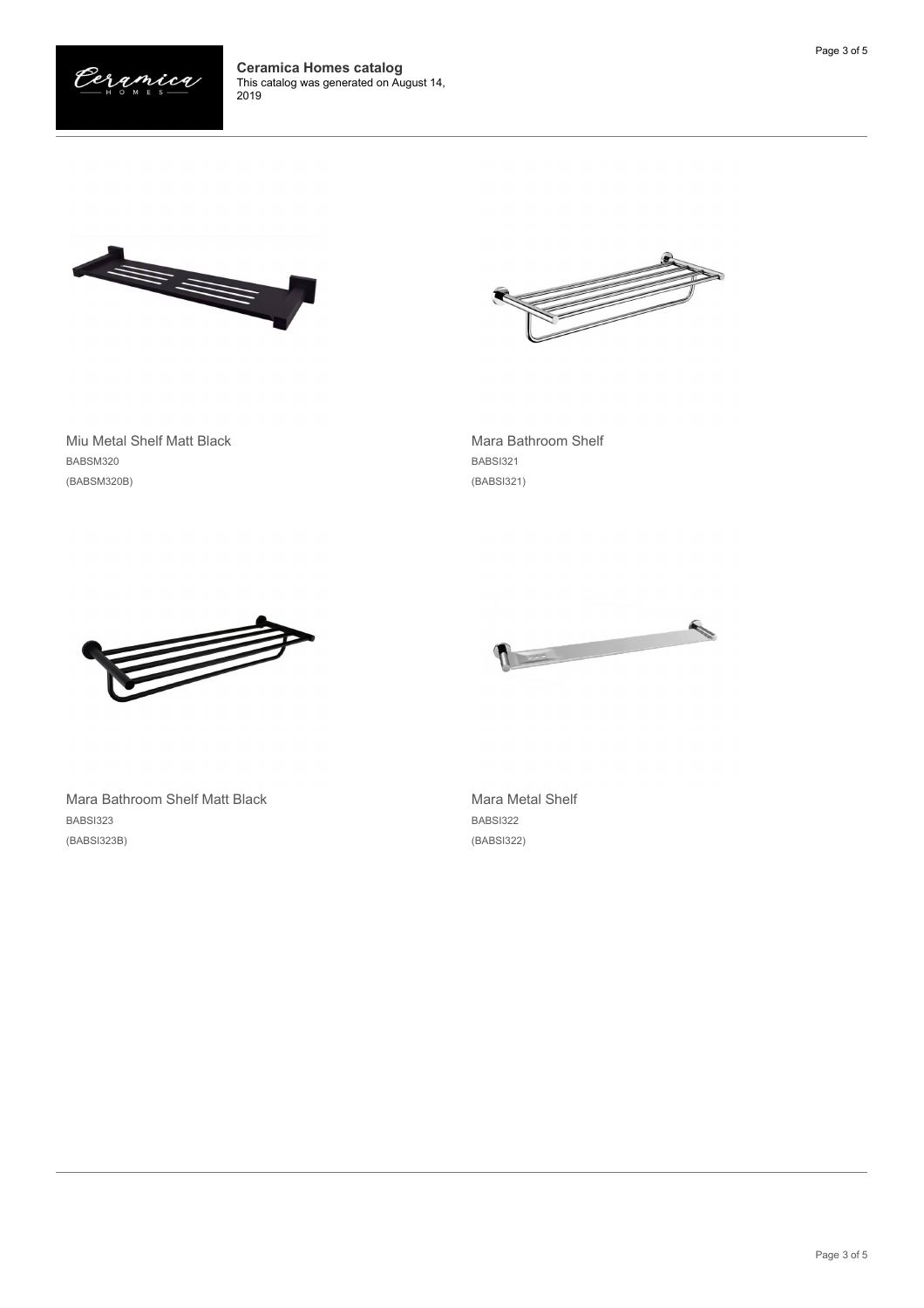**Ceramica Homes catalog**
This catalog was generated on August 14, 2019

Miu Metal Shelf Matt Black
BABSM320
(BABSM320B)

Mara Bathroom Shelf
BABSI321
(BABSI321)

Mara Bathroom Shelf Matt Black
BABSI323
(BABSI323B)

Mara Metal Shelf
BABSI322
(BABSI322)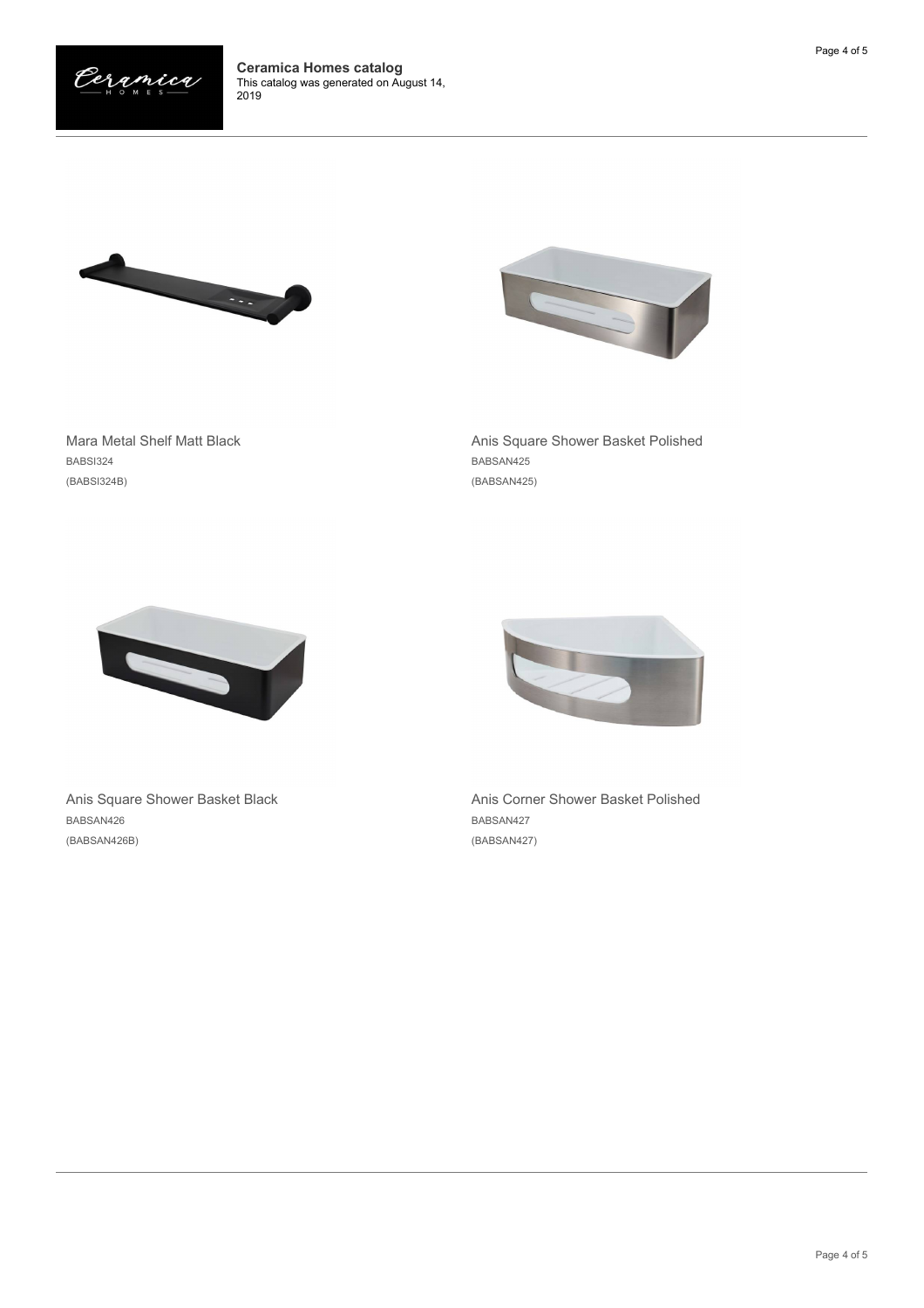Mara Metal Shelf Matt Black
BABSI324
(BABSI324B)

Anis Square Shower Basket Polished
BABSAN425
(BABSAN425)

Anis Square Shower Basket Black
BABSAN426
(BABSAN426B)

Anis Corner Shower Basket Polished
BABSAN427
(BABSAN427)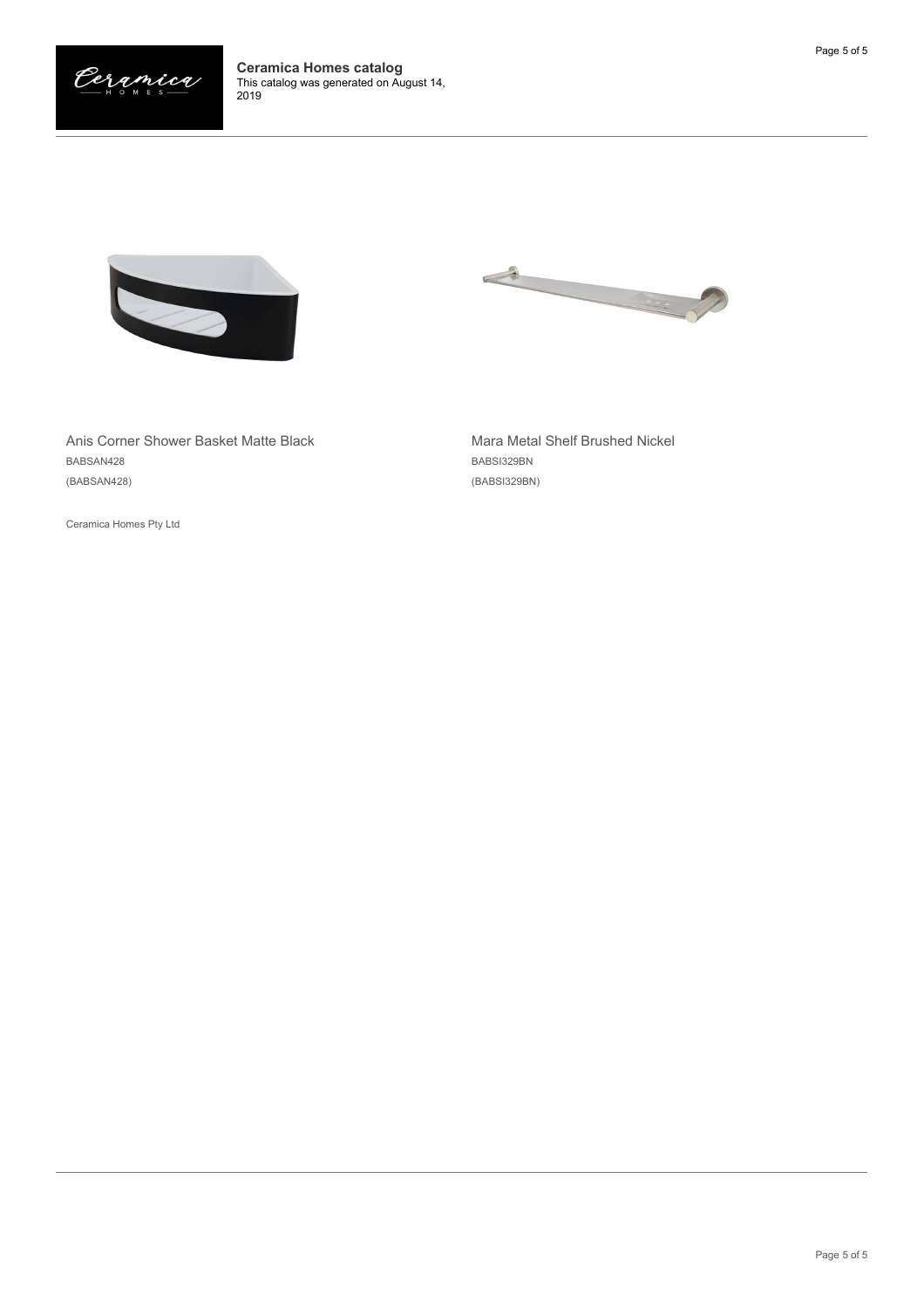Anis Corner Shower Basket Matte Black

BABSAN428

(BABSAN428)

Mara Metal Shelf Brushed Nickel

BABSI329BN

(BABSI329BN)

Ceramica Homes Pty Ltd